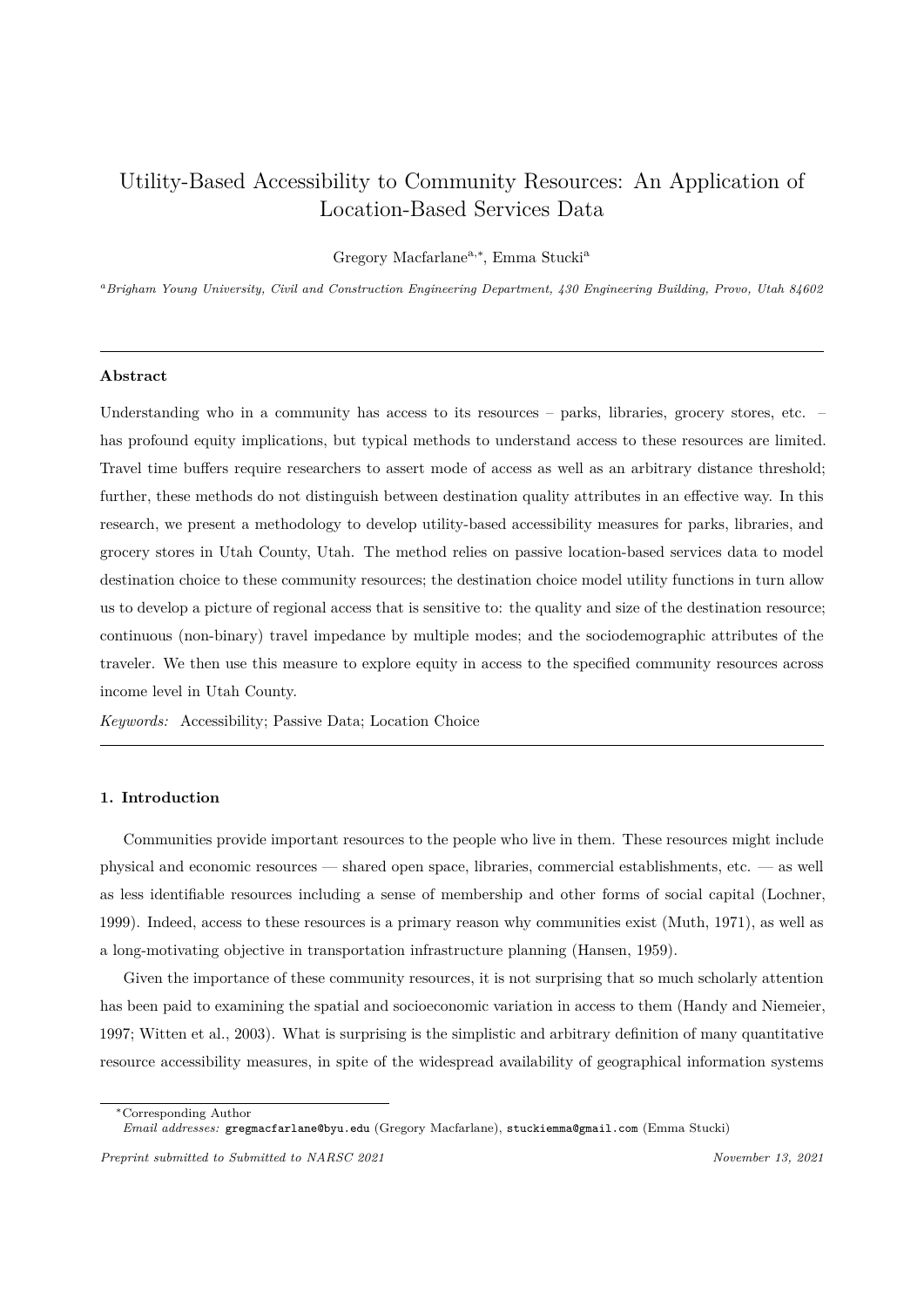# Utility-Based Accessibility to Community Resources: An Application of Location-Based Services Data

Gregory Macfarlane[a,*], Emma Stucki[a]

[a] *Brigham Young University, Civil and Construction Engineering Department, 430 Engineering Building, Provo, Utah 84602*

---

**Abstract**

Understanding who in a community has access to its resources – parks, libraries, grocery stores, etc. – has profound equity implications, but typical methods to understand access to these resources are limited. Travel time buffers require researchers to assert mode of access as well as an arbitrary distance threshold; further, these methods do not distinguish between destination quality attributes in an effective way. In this research, we present a methodology to develop utility-based accessibility measures for parks, libraries, and grocery stores in Utah County, Utah. The method relies on passive location-based services data to model destination choice to these community resources; the destination choice model utility functions in turn allow us to develop a picture of regional access that is sensitive to: the quality and size of the destination resource; continuous (non-binary) travel impedance by multiple modes; and the sociodemographic attributes of the traveler. We then use this measure to explore equity in access to the specified community resources across income level in Utah County.

*Keywords:* Accessibility; Passive Data; Location Choice

---

## 1. Introduction

Communities provide important resources to the people who live in them. These resources might include physical and economic resources — shared open space, libraries, commercial establishments, etc. — as well as less identifiable resources including a sense of membership and other forms of social capital (Lochner, 1999). Indeed, access to these resources is a primary reason why communities exist (Muth, 1971), as well as a long-motivating objective in transportation infrastructure planning (Hansen, 1959).

Given the importance of these community resources, it is not surprising that so much scholarly attention has been paid to examining the spatial and socioeconomic variation in access to them (Handy and Niemeier, 1997; Witten et al., 2003). What is surprising is the simplistic and arbitrary definition of many quantitative resource accessibility measures, in spite of the widespread availability of geographical information systems

---

*Corresponding Author

*Email addresses:* gregmacfarlane@byu.edu (Gregory Macfarlane), stuckiemma@gmail.com (Emma Stucki)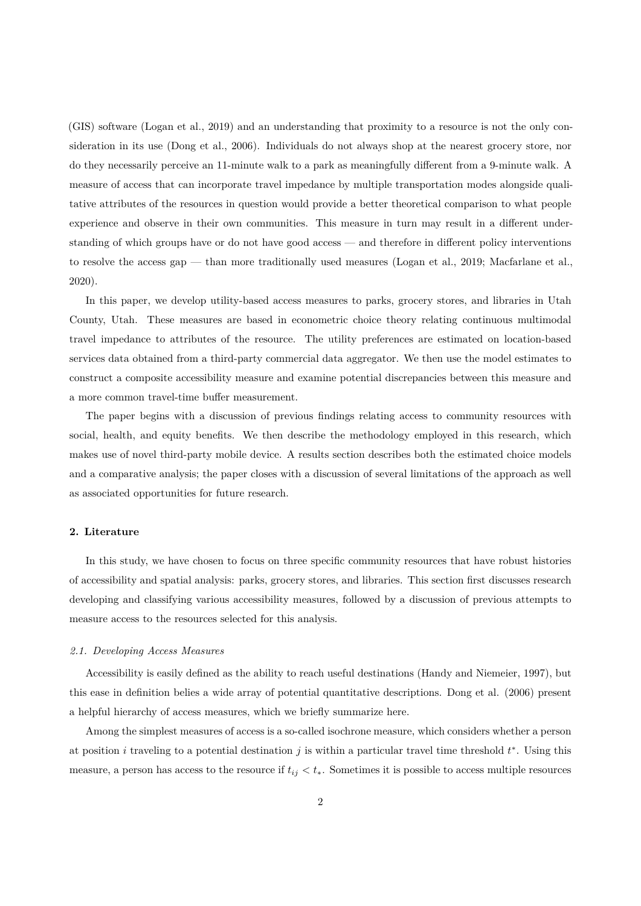(GIS) software (Logan et al., 2019) and an understanding that proximity to a resource is not the only consideration in its use (Dong et al., 2006). Individuals do not always shop at the nearest grocery store, nor do they necessarily perceive an 11-minute walk to a park as meaningfully different from a 9-minute walk. A measure of access that can incorporate travel impedance by multiple transportation modes alongside qualitative attributes of the resources in question would provide a better theoretical comparison to what people experience and observe in their own communities. This measure in turn may result in a different understanding of which groups have or do not have good access — and therefore in different policy interventions to resolve the access gap — than more traditionally used measures (Logan et al., 2019; Macfarlane et al., 2020).

In this paper, we develop utility-based access measures to parks, grocery stores, and libraries in Utah County, Utah. These measures are based in econometric choice theory relating continuous multimodal travel impedance to attributes of the resource. The utility preferences are estimated on location-based services data obtained from a third-party commercial data aggregator. We then use the model estimates to construct a composite accessibility measure and examine potential discrepancies between this measure and a more common travel-time buffer measurement.

The paper begins with a discussion of previous findings relating access to community resources with social, health, and equity benefits. We then describe the methodology employed in this research, which makes use of novel third-party mobile device. A results section describes both the estimated choice models and a comparative analysis; the paper closes with a discussion of several limitations of the approach as well as associated opportunities for future research.

## 2. Literature

In this study, we have chosen to focus on three specific community resources that have robust histories of accessibility and spatial analysis: parks, grocery stores, and libraries. This section first discusses research developing and classifying various accessibility measures, followed by a discussion of previous attempts to measure access to the resources selected for this analysis.

### *2.1. Developing Access Measures*

Accessibility is easily defined as the ability to reach useful destinations (Handy and Niemeier, 1997), but this ease in definition belies a wide array of potential quantitative descriptions. Dong et al. (2006) present a helpful hierarchy of access measures, which we briefly summarize here.

Among the simplest measures of access is a so-called isochrone measure, which considers whether a person at position $i$ traveling to a potential destination $j$ is within a particular travel time threshold $t^*$. Using this measure, a person has access to the resource if $t_{ij} < t_*$. Sometimes it is possible to access multiple resources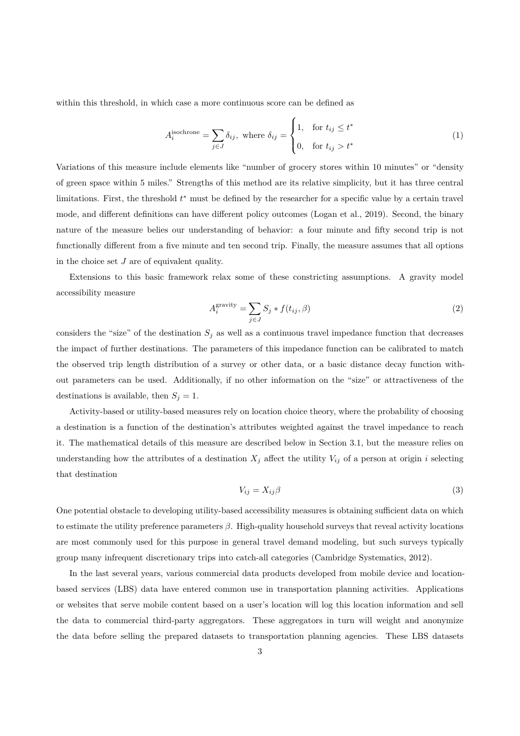within this threshold, in which case a more continuous score can be defined as

$$A_i^{\text{isochrone}} = \sum_{j \in J} \delta_{ij}, \text{ where } \delta_{ij} = \begin{cases} 1, & \text{for } t_{ij} \leq t^* \\ 0, & \text{for } t_{ij} > t^* \end{cases} \tag{1}$$

Variations of this measure include elements like "number of grocery stores within 10 minutes" or "density of green space within 5 miles." Strengths of this method are its relative simplicity, but it has three central limitations. First, the threshold $t^*$ must be defined by the researcher for a specific value by a certain travel mode, and different definitions can have different policy outcomes (Logan et al., 2019). Second, the binary nature of the measure belies our understanding of behavior: a four minute and fifty second trip is not functionally different from a five minute and ten second trip. Finally, the measure assumes that all options in the choice set $J$ are of equivalent quality.

Extensions to this basic framework relax some of these constricting assumptions. A gravity model accessibility measure

$$A_i^{\text{gravity}} = \sum_{j \in J} S_j * f(t_{ij}, \beta) \tag{2}$$

considers the "size" of the destination $S_j$ as well as a continuous travel impedance function that decreases the impact of further destinations. The parameters of this impedance function can be calibrated to match the observed trip length distribution of a survey or other data, or a basic distance decay function without parameters can be used. Additionally, if no other information on the "size" or attractiveness of the destinations is available, then $S_j = 1$.

Activity-based or utility-based measures rely on location choice theory, where the probability of choosing a destination is a function of the destination's attributes weighted against the travel impedance to reach it. The mathematical details of this measure are described below in Section 3.1, but the measure relies on understanding how the attributes of a destination $X_j$ affect the utility $V_{ij}$ of a person at origin $i$ selecting that destination

$$V_{ij} = X_{ij}\beta \tag{3}$$

One potential obstacle to developing utility-based accessibility measures is obtaining sufficient data on which to estimate the utility preference parameters $\beta$. High-quality household surveys that reveal activity locations are most commonly used for this purpose in general travel demand modeling, but such surveys typically group many infrequent discretionary trips into catch-all categories (Cambridge Systematics, 2012).

In the last several years, various commercial data products developed from mobile device and location-based services (LBS) data have entered common use in transportation planning activities. Applications or websites that serve mobile content based on a user's location will log this location information and sell the data to commercial third-party aggregators. These aggregators in turn will weight and anonymize the data before selling the prepared datasets to transportation planning agencies. These LBS datasets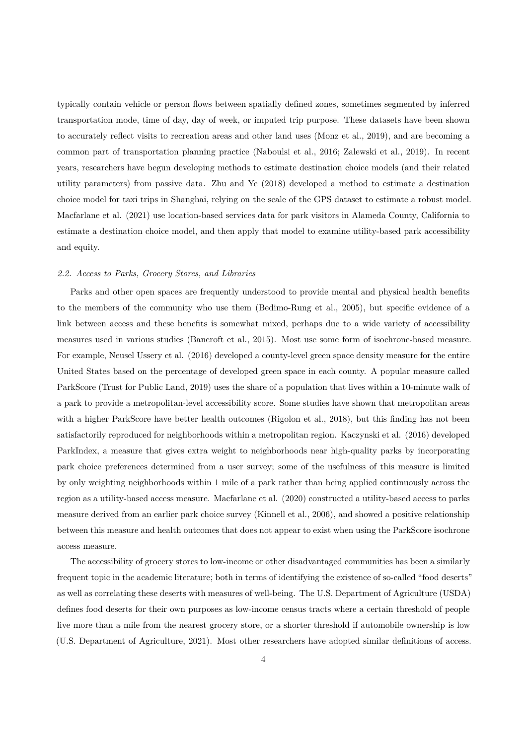typically contain vehicle or person flows between spatially defined zones, sometimes segmented by inferred transportation mode, time of day, day of week, or imputed trip purpose. These datasets have been shown to accurately reflect visits to recreation areas and other land uses (Monz et al., 2019), and are becoming a common part of transportation planning practice (Naboulsi et al., 2016; Zalewski et al., 2019). In recent years, researchers have begun developing methods to estimate destination choice models (and their related utility parameters) from passive data. Zhu and Ye (2018) developed a method to estimate a destination choice model for taxi trips in Shanghai, relying on the scale of the GPS dataset to estimate a robust model. Macfarlane et al. (2021) use location-based services data for park visitors in Alameda County, California to estimate a destination choice model, and then apply that model to examine utility-based park accessibility and equity.

### *2.2. Access to Parks, Grocery Stores, and Libraries*

Parks and other open spaces are frequently understood to provide mental and physical health benefits to the members of the community who use them (Bedimo-Rung et al., 2005), but specific evidence of a link between access and these benefits is somewhat mixed, perhaps due to a wide variety of accessibility measures used in various studies (Bancroft et al., 2015). Most use some form of isochrone-based measure. For example, Neusel Ussery et al. (2016) developed a county-level green space density measure for the entire United States based on the percentage of developed green space in each county. A popular measure called ParkScore (Trust for Public Land, 2019) uses the share of a population that lives within a 10-minute walk of a park to provide a metropolitan-level accessibility score. Some studies have shown that metropolitan areas with a higher ParkScore have better health outcomes (Rigolon et al., 2018), but this finding has not been satisfactorily reproduced for neighborhoods within a metropolitan region. Kaczynski et al. (2016) developed ParkIndex, a measure that gives extra weight to neighborhoods near high-quality parks by incorporating park choice preferences determined from a user survey; some of the usefulness of this measure is limited by only weighting neighborhoods within 1 mile of a park rather than being applied continuously across the region as a utility-based access measure. Macfarlane et al. (2020) constructed a utility-based access to parks measure derived from an earlier park choice survey (Kinnell et al., 2006), and showed a positive relationship between this measure and health outcomes that does not appear to exist when using the ParkScore isochrone access measure.

The accessibility of grocery stores to low-income or other disadvantaged communities has been a similarly frequent topic in the academic literature; both in terms of identifying the existence of so-called "food deserts" as well as correlating these deserts with measures of well-being. The U.S. Department of Agriculture (USDA) defines food deserts for their own purposes as low-income census tracts where a certain threshold of people live more than a mile from the nearest grocery store, or a shorter threshold if automobile ownership is low (U.S. Department of Agriculture, 2021). Most other researchers have adopted similar definitions of access.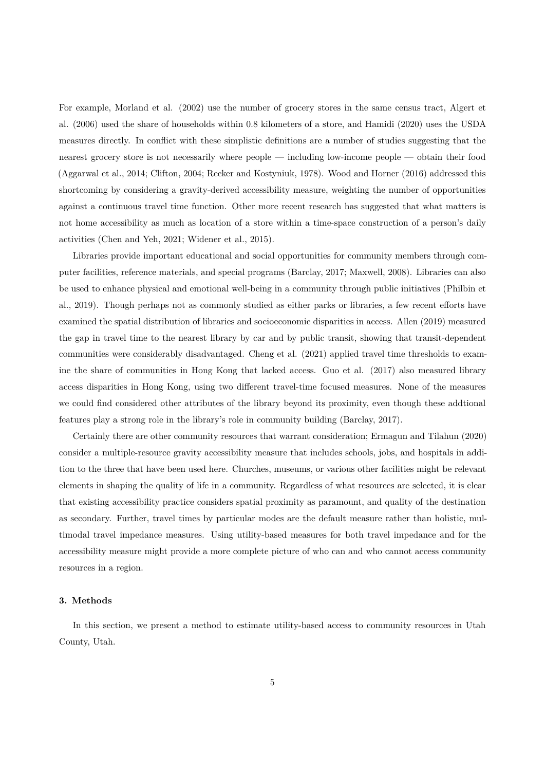For example, Morland et al. (2002) use the number of grocery stores in the same census tract, Algert et al. (2006) used the share of households within 0.8 kilometers of a store, and Hamidi (2020) uses the USDA measures directly. In conflict with these simplistic definitions are a number of studies suggesting that the nearest grocery store is not necessarily where people — including low-income people — obtain their food (Aggarwal et al., 2014; Clifton, 2004; Recker and Kostyniuk, 1978). Wood and Horner (2016) addressed this shortcoming by considering a gravity-derived accessibility measure, weighting the number of opportunities against a continuous travel time function. Other more recent research has suggested that what matters is not home accessibility as much as location of a store within a time-space construction of a person's daily activities (Chen and Yeh, 2021; Widener et al., 2015).

Libraries provide important educational and social opportunities for community members through computer facilities, reference materials, and special programs (Barclay, 2017; Maxwell, 2008). Libraries can also be used to enhance physical and emotional well-being in a community through public initiatives (Philbin et al., 2019). Though perhaps not as commonly studied as either parks or libraries, a few recent efforts have examined the spatial distribution of libraries and socioeconomic disparities in access. Allen (2019) measured the gap in travel time to the nearest library by car and by public transit, showing that transit-dependent communities were considerably disadvantaged. Cheng et al. (2021) applied travel time thresholds to examine the share of communities in Hong Kong that lacked access. Guo et al. (2017) also measured library access disparities in Hong Kong, using two different travel-time focused measures. None of the measures we could find considered other attributes of the library beyond its proximity, even though these addtional features play a strong role in the library's role in community building (Barclay, 2017).

Certainly there are other community resources that warrant consideration; Ermagun and Tilahun (2020) consider a multiple-resource gravity accessibility measure that includes schools, jobs, and hospitals in addition to the three that have been used here. Churches, museums, or various other facilities might be relevant elements in shaping the quality of life in a community. Regardless of what resources are selected, it is clear that existing accessibility practice considers spatial proximity as paramount, and quality of the destination as secondary. Further, travel times by particular modes are the default measure rather than holistic, multimodal travel impedance measures. Using utility-based measures for both travel impedance and for the accessibility measure might provide a more complete picture of who can and who cannot access community resources in a region.

### 3. Methods

In this section, we present a method to estimate utility-based access to community resources in Utah County, Utah.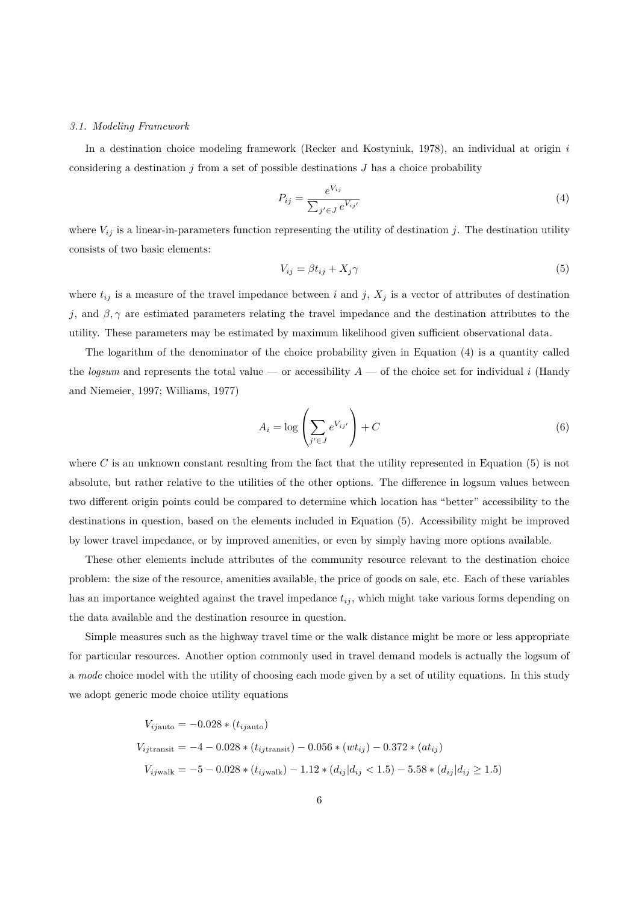### *3.1. Modeling Framework*

In a destination choice modeling framework (Recker and Kostyniuk, 1978), an individual at origin $i$ considering a destination $j$ from a set of possible destinations $J$ has a choice probability

$$P_{ij} = \frac{e^{V_{ij}}}{\sum_{j' \in J} e^{V_{ij'}}} \tag{4}$$

where $V_{ij}$ is a linear-in-parameters function representing the utility of destination $j$. The destination utility consists of two basic elements:

$$V_{ij} = \beta t_{ij} + X_j \gamma \tag{5}$$

where $t_{ij}$ is a measure of the travel impedance between $i$ and $j$, $X_j$ is a vector of attributes of destination $j$, and $\beta, \gamma$ are estimated parameters relating the travel impedance and the destination attributes to the utility. These parameters may be estimated by maximum likelihood given sufficient observational data.

The logarithm of the denominator of the choice probability given in Equation (4) is a quantity called the *logsum* and represents the total value — or accessibility $A$ — of the choice set for individual $i$ (Handy and Niemeier, 1997; Williams, 1977)

$$A_i = \log \left( \sum_{j' \in J} e^{V_{ij'}} \right) + C \tag{6}$$

where $C$ is an unknown constant resulting from the fact that the utility represented in Equation (5) is not absolute, but rather relative to the utilities of the other options. The difference in logsum values between two different origin points could be compared to determine which location has "better" accessibility to the destinations in question, based on the elements included in Equation (5). Accessibility might be improved by lower travel impedance, or by improved amenities, or even by simply having more options available.

These other elements include attributes of the community resource relevant to the destination choice problem: the size of the resource, amenities available, the price of goods on sale, etc. Each of these variables has an importance weighted against the travel impedance $t_{ij}$, which might take various forms depending on the data available and the destination resource in question.

Simple measures such as the highway travel time or the walk distance might be more or less appropriate for particular resources. Another option commonly used in travel demand models is actually the logsum of a *mode* choice model with the utility of choosing each mode given by a set of utility equations. In this study we adopt generic mode choice utility equations

$$
\begin{aligned}
V_{ij\text{auto}} &= -0.028 * (t_{ij\text{auto}}) \\
V_{ij\text{transit}} &= -4 - 0.028 * (t_{ij\text{transit}}) - 0.056 * (wt_{ij}) - 0.372 * (at_{ij}) \\
V_{ij\text{walk}} &= -5 - 0.028 * (t_{ij\text{walk}}) - 1.12 * (d_{ij} | d_{ij} < 1.5) - 5.58 * (d_{ij} | d_{ij} \geq 1.5)
\end{aligned}
$$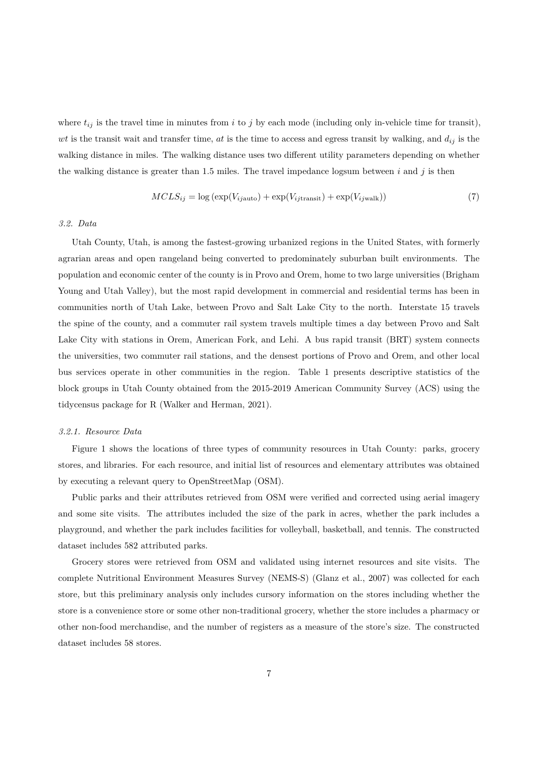where $t_{ij}$ is the travel time in minutes from $i$ to $j$ by each mode (including only in-vehicle time for transit), $wt$ is the transit wait and transfer time, $at$ is the time to access and egress transit by walking, and $d_{ij}$ is the walking distance in miles. The walking distance uses two different utility parameters depending on whether the walking distance is greater than 1.5 miles. The travel impedance logsum between $i$ and $j$ is then

$$MCLS_{ij} = \log\left(\exp(V_{ij\text{auto}}) + \exp(V_{ij\text{transit}}) + \exp(V_{ij\text{walk}})\right) \tag{7}$$

### *3.2. Data*

Utah County, Utah, is among the fastest-growing urbanized regions in the United States, with formerly agrarian areas and open rangeland being converted to predominately suburban built environments. The population and economic center of the county is in Provo and Orem, home to two large universities (Brigham Young and Utah Valley), but the most rapid development in commercial and residential terms has been in communities north of Utah Lake, between Provo and Salt Lake City to the north. Interstate 15 travels the spine of the county, and a commuter rail system travels multiple times a day between Provo and Salt Lake City with stations in Orem, American Fork, and Lehi. A bus rapid transit (BRT) system connects the universities, two commuter rail stations, and the densest portions of Provo and Orem, and other local bus services operate in other communities in the region. Table 1 presents descriptive statistics of the block groups in Utah County obtained from the 2015-2019 American Community Survey (ACS) using the tidycensus package for R (Walker and Herman, 2021).

#### *3.2.1. Resource Data*

Figure 1 shows the locations of three types of community resources in Utah County: parks, grocery stores, and libraries. For each resource, and initial list of resources and elementary attributes was obtained by executing a relevant query to OpenStreetMap (OSM).

Public parks and their attributes retrieved from OSM were verified and corrected using aerial imagery and some site visits. The attributes included the size of the park in acres, whether the park includes a playground, and whether the park includes facilities for volleyball, basketball, and tennis. The constructed dataset includes 582 attributed parks.

Grocery stores were retrieved from OSM and validated using internet resources and site visits. The complete Nutritional Environment Measures Survey (NEMS-S) (Glanz et al., 2007) was collected for each store, but this preliminary analysis only includes cursory information on the stores including whether the store is a convenience store or some other non-traditional grocery, whether the store includes a pharmacy or other non-food merchandise, and the number of registers as a measure of the store's size. The constructed dataset includes 58 stores.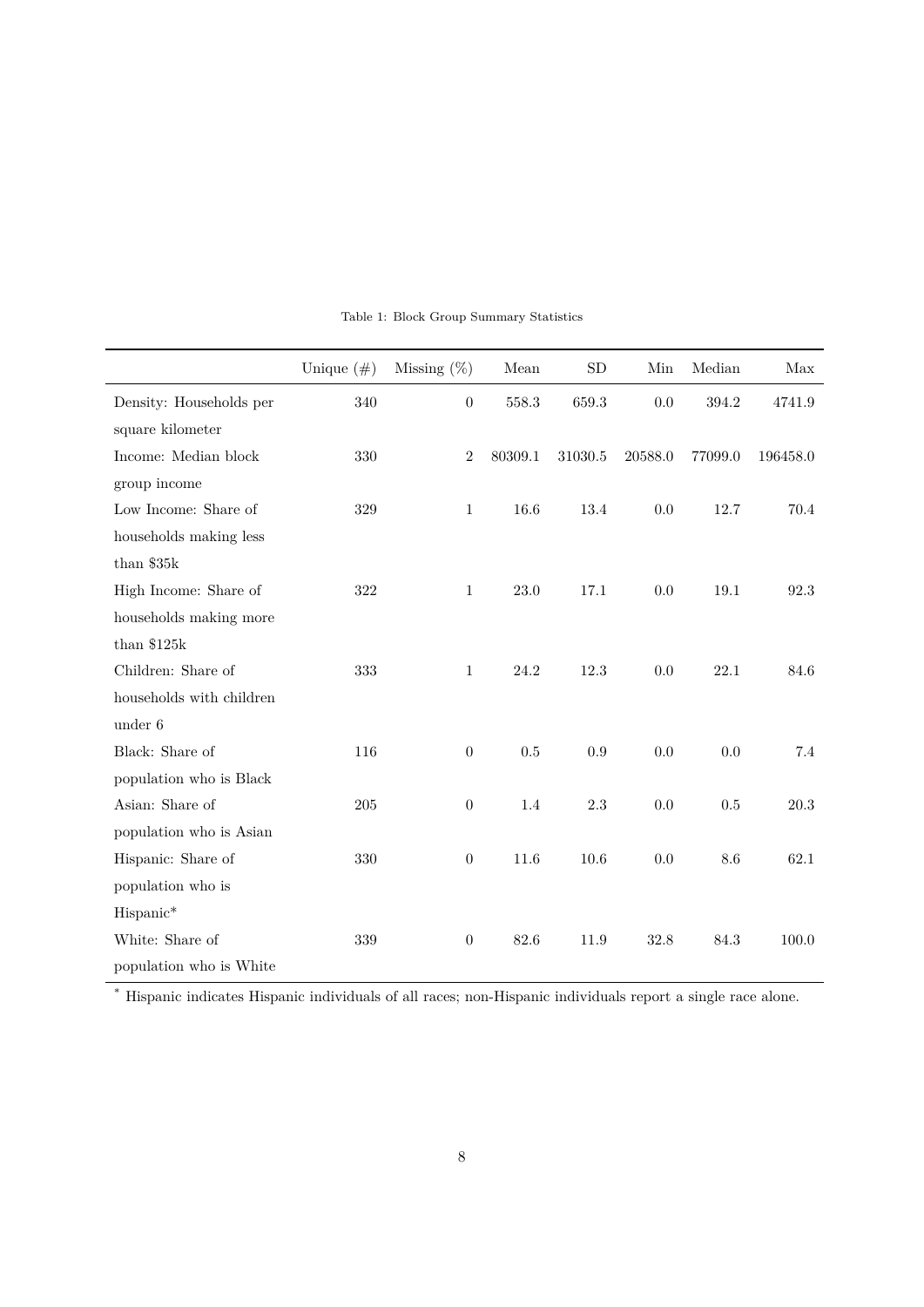Table 1: Block Group Summary Statistics

| | Unique (#) | Missing (%) | Mean | SD | Min | Median | Max |
|---|---|---|---|---|---|---|---|
| Density: Households per square kilometer | 340 | 0 | 558.3 | 659.3 | 0.0 | 394.2 | 4741.9 |
| Income: Median block group income | 330 | 2 | 80309.1 | 31030.5 | 20588.0 | 77099.0 | 196458.0 |
| Low Income: Share of households making less than $35k | 329 | 1 | 16.6 | 13.4 | 0.0 | 12.7 | 70.4 |
| High Income: Share of households making more than $125k | 322 | 1 | 23.0 | 17.1 | 0.0 | 19.1 | 92.3 |
| Children: Share of households with children under 6 | 333 | 1 | 24.2 | 12.3 | 0.0 | 22.1 | 84.6 |
| Black: Share of population who is Black | 116 | 0 | 0.5 | 0.9 | 0.0 | 0.0 | 7.4 |
| Asian: Share of population who is Asian | 205 | 0 | 1.4 | 2.3 | 0.0 | 0.5 | 20.3 |
| Hispanic: Share of population who is Hispanic* | 330 | 0 | 11.6 | 10.6 | 0.0 | 8.6 | 62.1 |
| White: Share of population who is White | 339 | 0 | 82.6 | 11.9 | 32.8 | 84.3 | 100.0 |

* Hispanic indicates Hispanic individuals of all races; non-Hispanic individuals report a single race alone.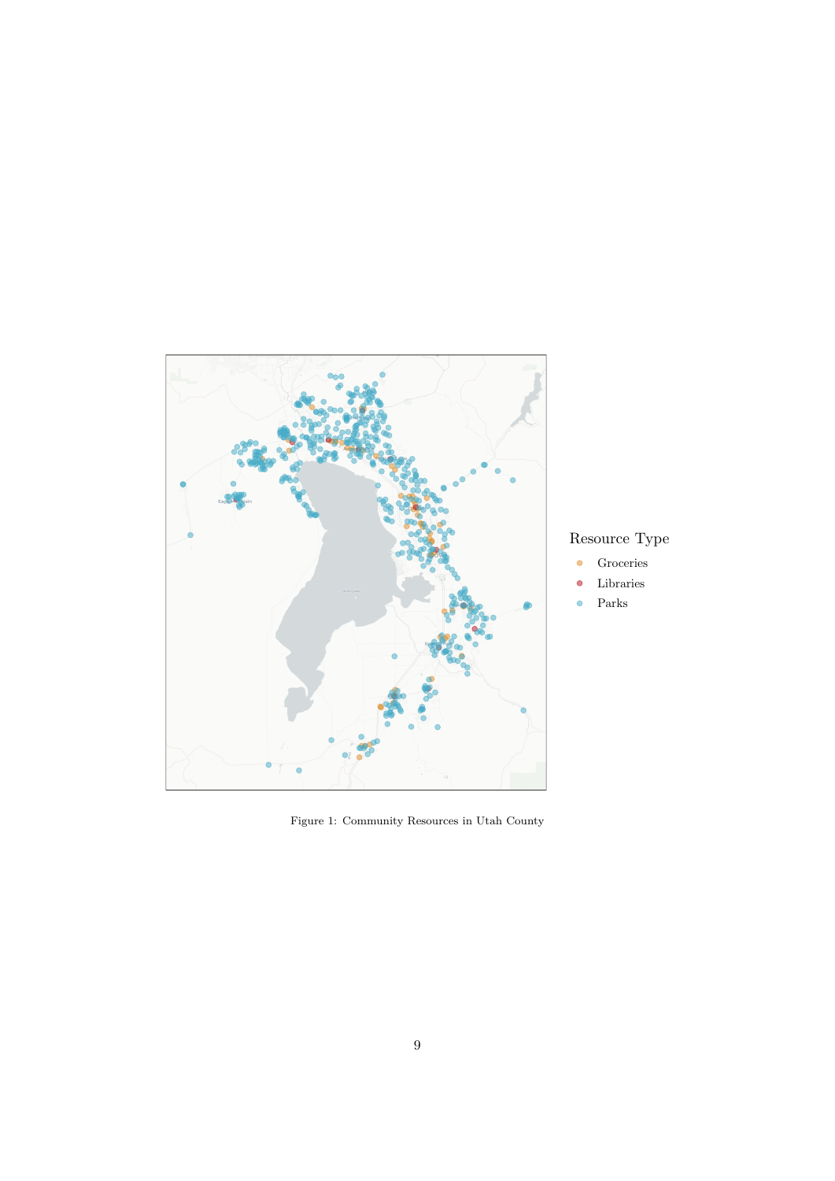Figure 1: Community Resources in Utah County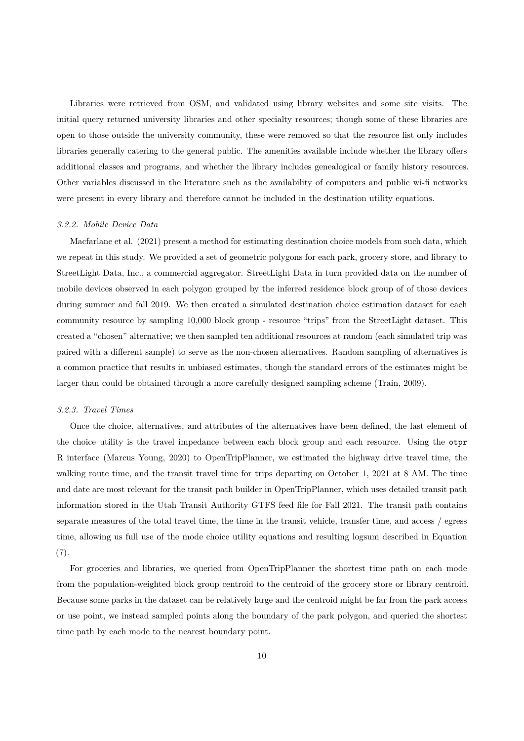Libraries were retrieved from OSM, and validated using library websites and some site visits. The initial query returned university libraries and other specialty resources; though some of these libraries are open to those outside the university community, these were removed so that the resource list only includes libraries generally catering to the general public. The amenities available include whether the library offers additional classes and programs, and whether the library includes genealogical or family history resources. Other variables discussed in the literature such as the availability of computers and public wi-fi networks were present in every library and therefore cannot be included in the destination utility equations.

#### *3.2.2. Mobile Device Data*

Macfarlane et al. (2021) present a method for estimating destination choice models from such data, which we repeat in this study. We provided a set of geometric polygons for each park, grocery store, and library to StreetLight Data, Inc., a commercial aggregator. StreetLight Data in turn provided data on the number of mobile devices observed in each polygon grouped by the inferred residence block group of of those devices during summer and fall 2019. We then created a simulated destination choice estimation dataset for each community resource by sampling 10,000 block group - resource "trips" from the StreetLight dataset. This created a "chosen" alternative; we then sampled ten additional resources at random (each simulated trip was paired with a different sample) to serve as the non-chosen alternatives. Random sampling of alternatives is a common practice that results in unbiased estimates, though the standard errors of the estimates might be larger than could be obtained through a more carefully designed sampling scheme (Train, 2009).

#### *3.2.3. Travel Times*

Once the choice, alternatives, and attributes of the alternatives have been defined, the last element of the choice utility is the travel impedance between each block group and each resource. Using the `otpr` R interface (Marcus Young, 2020) to OpenTripPlanner, we estimated the highway drive travel time, the walking route time, and the transit travel time for trips departing on October 1, 2021 at 8 AM. The time and date are most relevant for the transit path builder in OpenTripPlanner, which uses detailed transit path information stored in the Utah Transit Authority GTFS feed file for Fall 2021. The transit path contains separate measures of the total travel time, the time in the transit vehicle, transfer time, and access / egress time, allowing us full use of the mode choice utility equations and resulting logsum described in Equation (7).

For groceries and libraries, we queried from OpenTripPlanner the shortest time path on each mode from the population-weighted block group centroid to the centroid of the grocery store or library centroid. Because some parks in the dataset can be relatively large and the centroid might be far from the park access or use point, we instead sampled points along the boundary of the park polygon, and queried the shortest time path by each mode to the nearest boundary point.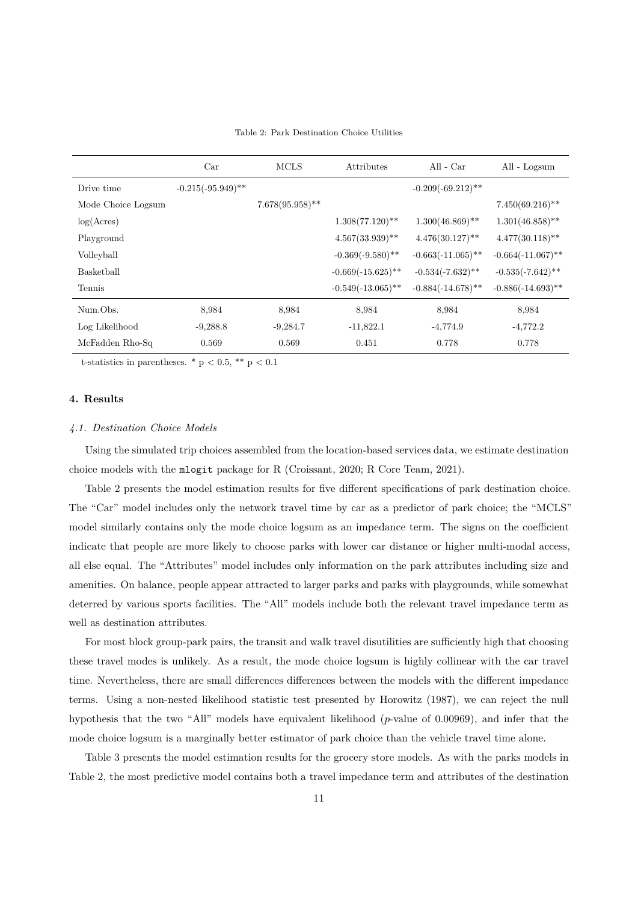Table 2: Park Destination Choice Utilities

| | Car | MCLS | Attributes | All - Car | All - Logsum |
|---|---|---|---|---|---|
| Drive time | -0.215(-95.949)** | | | -0.209(-69.212)** | |
| Mode Choice Logsum | | 7.678(95.958)** | | | 7.450(69.216)** |
| log(Acres) | | | 1.308(77.120)** | 1.300(46.869)** | 1.301(46.858)** |
| Playground | | | 4.567(33.939)** | 4.476(30.127)** | 4.477(30.118)** |
| Volleyball | | | -0.369(-9.580)** | -0.663(-11.065)** | -0.664(-11.067)** |
| Basketball | | | -0.669(-15.625)** | -0.534(-7.632)** | -0.535(-7.642)** |
| Tennis | | | -0.549(-13.065)** | -0.884(-14.678)** | -0.886(-14.693)** |
| Num.Obs. | 8,984 | 8,984 | 8,984 | 8,984 | 8,984 |
| Log Likelihood | -9,288.8 | -9,284.7 | -11,822.1 | -4,774.9 | -4,772.2 |
| McFadden Rho-Sq | 0.569 | 0.569 | 0.451 | 0.778 | 0.778 |

t-statistics in parentheses. * $p < 0.5$, ** $p < 0.1$

## 4. Results

### *4.1. Destination Choice Models*

Using the simulated trip choices assembled from the location-based services data, we estimate destination choice models with the `mlogit` package for R (Croissant, 2020; R Core Team, 2021).

Table 2 presents the model estimation results for five different specifications of park destination choice. The "Car" model includes only the network travel time by car as a predictor of park choice; the "MCLS" model similarly contains only the mode choice logsum as an impedance term. The signs on the coefficient indicate that people are more likely to choose parks with lower car distance or higher multi-modal access, all else equal. The "Attributes" model includes only information on the park attributes including size and amenities. On balance, people appear attracted to larger parks and parks with playgrounds, while somewhat deterred by various sports facilities. The "All" models include both the relevant travel impedance term as well as destination attributes.

For most block group-park pairs, the transit and walk travel disutilities are sufficiently high that choosing these travel modes is unlikely. As a result, the mode choice logsum is highly collinear with the car travel time. Nevertheless, there are small differences differences between the models with the different impedance terms. Using a non-nested likelihood statistic test presented by Horowitz (1987), we can reject the null hypothesis that the two "All" models have equivalent likelihood (*p*-value of 0.00969), and infer that the mode choice logsum is a marginally better estimator of park choice than the vehicle travel time alone.

Table 3 presents the model estimation results for the grocery store models. As with the parks models in Table 2, the most predictive model contains both a travel impedance term and attributes of the destination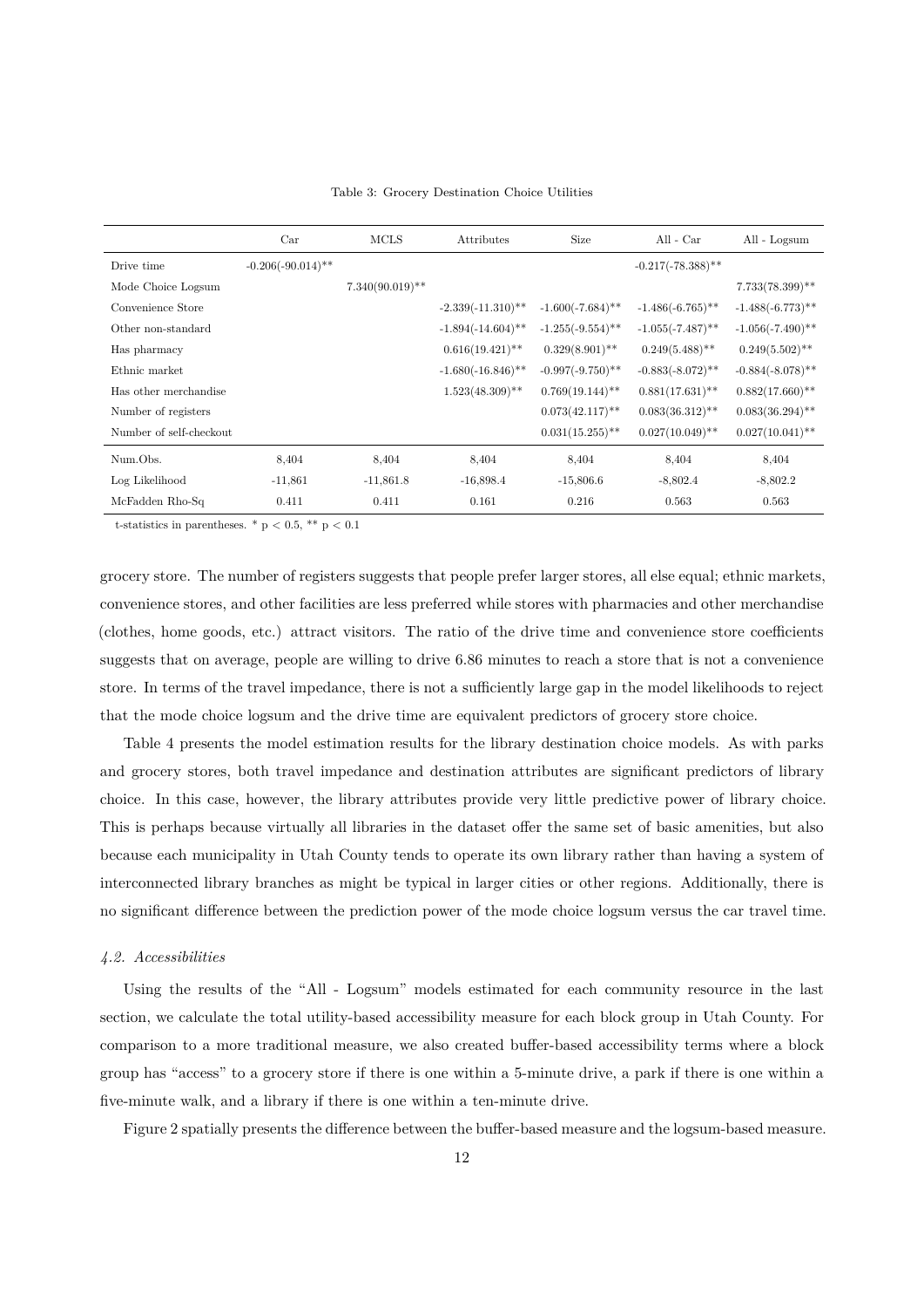Table 3: Grocery Destination Choice Utilities

| | Car | MCLS | Attributes | Size | All - Car | All - Logsum |
|---|---|---|---|---|---|---|
| Drive time | -0.206(-90.014)** | | | | -0.217(-78.388)** | |
| Mode Choice Logsum | | 7.340(90.019)** | | | | 7.733(78.399)** |
| Convenience Store | | | -2.339(-11.310)** | -1.600(-7.684)** | -1.486(-6.765)** | -1.488(-6.773)** |
| Other non-standard | | | -1.894(-14.604)** | -1.255(-9.554)** | -1.055(-7.487)** | -1.056(-7.490)** |
| Has pharmacy | | | 0.616(19.421)** | 0.329(8.901)** | 0.249(5.488)** | 0.249(5.502)** |
| Ethnic market | | | -1.680(-16.846)** | -0.997(-9.750)** | -0.883(-8.072)** | -0.884(-8.078)** |
| Has other merchandise | | | 1.523(48.309)** | 0.769(19.144)** | 0.881(17.631)** | 0.882(17.660)** |
| Number of registers | | | | 0.073(42.117)** | 0.083(36.312)** | 0.083(36.294)** |
| Number of self-checkout | | | | 0.031(15.255)** | 0.027(10.049)** | 0.027(10.041)** |
| Num.Obs. | 8,404 | 8,404 | 8,404 | 8,404 | 8,404 | 8,404 |
| Log Likelihood | -11,861 | -11,861.8 | -16,898.4 | -15,806.6 | -8,802.4 | -8,802.2 |
| McFadden Rho-Sq | 0.411 | 0.411 | 0.161 | 0.216 | 0.563 | 0.563 |

t-statistics in parentheses. * $p < 0.5$, ** $p < 0.1$

grocery store. The number of registers suggests that people prefer larger stores, all else equal; ethnic markets, convenience stores, and other facilities are less preferred while stores with pharmacies and other merchandise (clothes, home goods, etc.) attract visitors. The ratio of the drive time and convenience store coefficients suggests that on average, people are willing to drive 6.86 minutes to reach a store that is not a convenience store. In terms of the travel impedance, there is not a sufficiently large gap in the model likelihoods to reject that the mode choice logsum and the drive time are equivalent predictors of grocery store choice.

Table 4 presents the model estimation results for the library destination choice models. As with parks and grocery stores, both travel impedance and destination attributes are significant predictors of library choice. In this case, however, the library attributes provide very little predictive power of library choice. This is perhaps because virtually all libraries in the dataset offer the same set of basic amenities, but also because each municipality in Utah County tends to operate its own library rather than having a system of interconnected library branches as might be typical in larger cities or other regions. Additionally, there is no significant difference between the prediction power of the mode choice logsum versus the car travel time.

### *4.2. Accessibilities*

Using the results of the "All - Logsum" models estimated for each community resource in the last section, we calculate the total utility-based accessibility measure for each block group in Utah County. For comparison to a more traditional measure, we also created buffer-based accessibility terms where a block group has "access" to a grocery store if there is one within a 5-minute drive, a park if there is one within a five-minute walk, and a library if there is one within a ten-minute drive.

Figure 2 spatially presents the difference between the buffer-based measure and the logsum-based measure.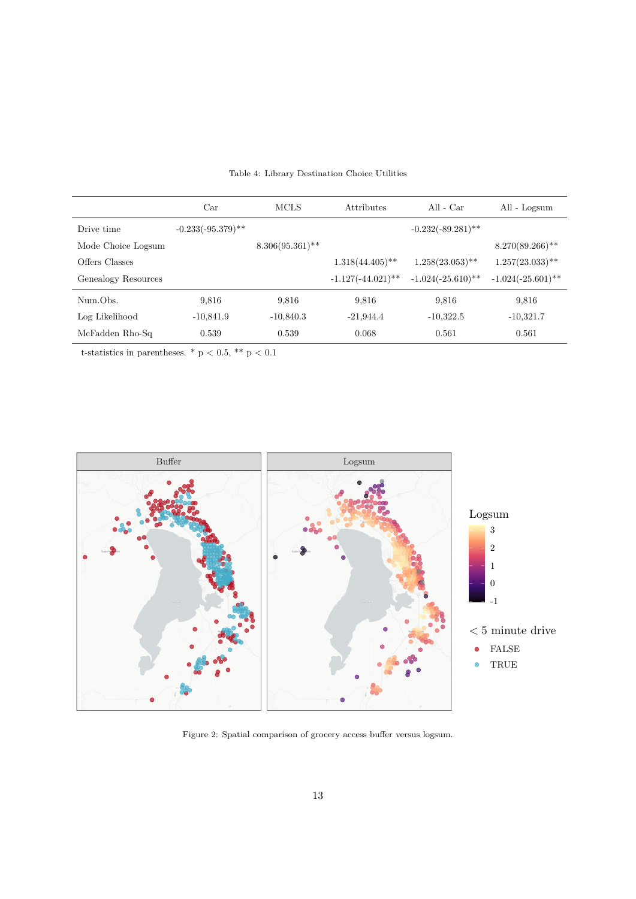Table 4: Library Destination Choice Utilities

| | Car | MCLS | Attributes | All - Car | All - Logsum |
|---|---|---|---|---|---|
| Drive time | -0.233(-95.379)** | | | -0.232(-89.281)** | |
| Mode Choice Logsum | | 8.306(95.361)** | | | 8.270(89.266)** |
| Offers Classes | | | 1.318(44.405)** | 1.258(23.053)** | 1.257(23.033)** |
| Genealogy Resources | | | -1.127(-44.021)** | -1.024(-25.610)** | -1.024(-25.601)** |
| Num.Obs. | 9,816 | 9,816 | 9,816 | 9,816 | 9,816 |
| Log Likelihood | -10,841.9 | -10,840.3 | -21,944.4 | -10,322.5 | -10,321.7 |
| McFadden Rho-Sq | 0.539 | 0.539 | 0.068 | 0.561 | 0.561 |

t-statistics in parentheses. * $p < 0.5$, ** $p < 0.1$

Figure 2: Spatial comparison of grocery access buffer versus logsum.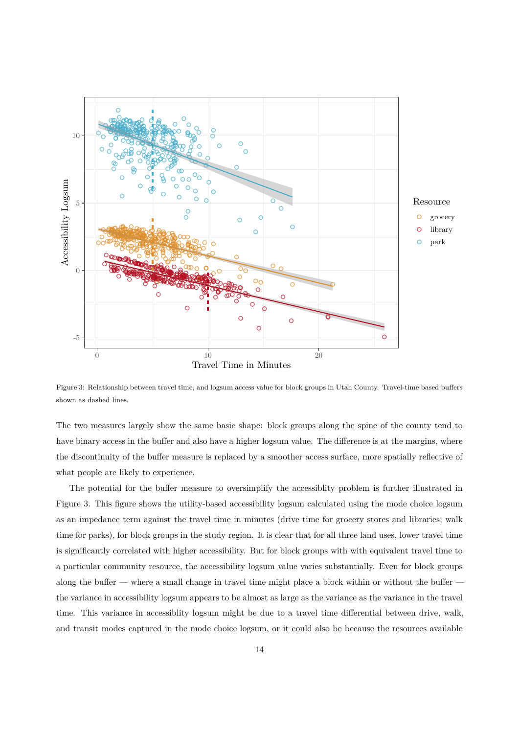Figure 3: Relationship between travel time, and logsum access value for block groups in Utah County. Travel-time based buffers shown as dashed lines.

The two measures largely show the same basic shape: block groups along the spine of the county tend to have binary access in the buffer and also have a higher logsum value. The difference is at the margins, where the discontinuity of the buffer measure is replaced by a smoother access surface, more spatially reflective of what people are likely to experience.

The potential for the buffer measure to oversimplify the accessiblity problem is further illustrated in Figure 3. This figure shows the utility-based accessibility logsum calculated using the mode choice logsum as an impedance term against the travel time in minutes (drive time for grocery stores and libraries; walk time for parks), for block groups in the study region. It is clear that for all three land uses, lower travel time is significantly correlated with higher accessibility. But for block groups with with equivalent travel time to a particular community resource, the accessibility logsum value varies substantially. Even for block groups along the buffer — where a small change in travel time might place a block within or without the buffer — the variance in accessibility logsum appears to be almost as large as the variance as the variance in the travel time. This variance in accessiblity logsum might be due to a travel time differential between drive, walk, and transit modes captured in the mode choice logsum, or it could also be because the resources available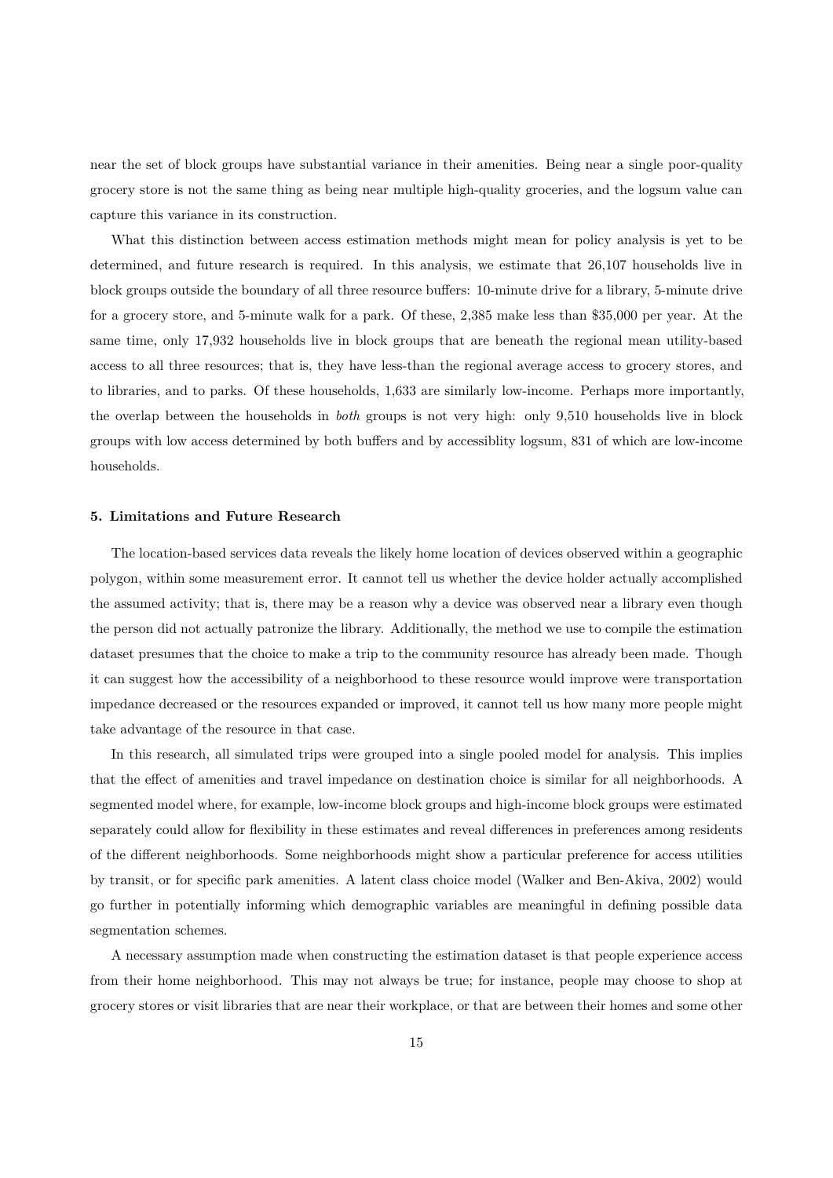near the set of block groups have substantial variance in their amenities. Being near a single poor-quality grocery store is not the same thing as being near multiple high-quality groceries, and the logsum value can capture this variance in its construction.

What this distinction between access estimation methods might mean for policy analysis is yet to be determined, and future research is required. In this analysis, we estimate that 26,107 households live in block groups outside the boundary of all three resource buffers: 10-minute drive for a library, 5-minute drive for a grocery store, and 5-minute walk for a park. Of these, 2,385 make less than $35,000 per year. At the same time, only 17,932 households live in block groups that are beneath the regional mean utility-based access to all three resources; that is, they have less-than the regional average access to grocery stores, and to libraries, and to parks. Of these households, 1,633 are similarly low-income. Perhaps more importantly, the overlap between the households in *both* groups is not very high: only 9,510 households live in block groups with low access determined by both buffers and by accessiblity logsum, 831 of which are low-income households.

### 5. Limitations and Future Research

The location-based services data reveals the likely home location of devices observed within a geographic polygon, within some measurement error. It cannot tell us whether the device holder actually accomplished the assumed activity; that is, there may be a reason why a device was observed near a library even though the person did not actually patronize the library. Additionally, the method we use to compile the estimation dataset presumes that the choice to make a trip to the community resource has already been made. Though it can suggest how the accessibility of a neighborhood to these resource would improve were transportation impedance decreased or the resources expanded or improved, it cannot tell us how many more people might take advantage of the resource in that case.

In this research, all simulated trips were grouped into a single pooled model for analysis. This implies that the effect of amenities and travel impedance on destination choice is similar for all neighborhoods. A segmented model where, for example, low-income block groups and high-income block groups were estimated separately could allow for flexibility in these estimates and reveal differences in preferences among residents of the different neighborhoods. Some neighborhoods might show a particular preference for access utilities by transit, or for specific park amenities. A latent class choice model (Walker and Ben-Akiva, 2002) would go further in potentially informing which demographic variables are meaningful in defining possible data segmentation schemes.

A necessary assumption made when constructing the estimation dataset is that people experience access from their home neighborhood. This may not always be true; for instance, people may choose to shop at grocery stores or visit libraries that are near their workplace, or that are between their homes and some other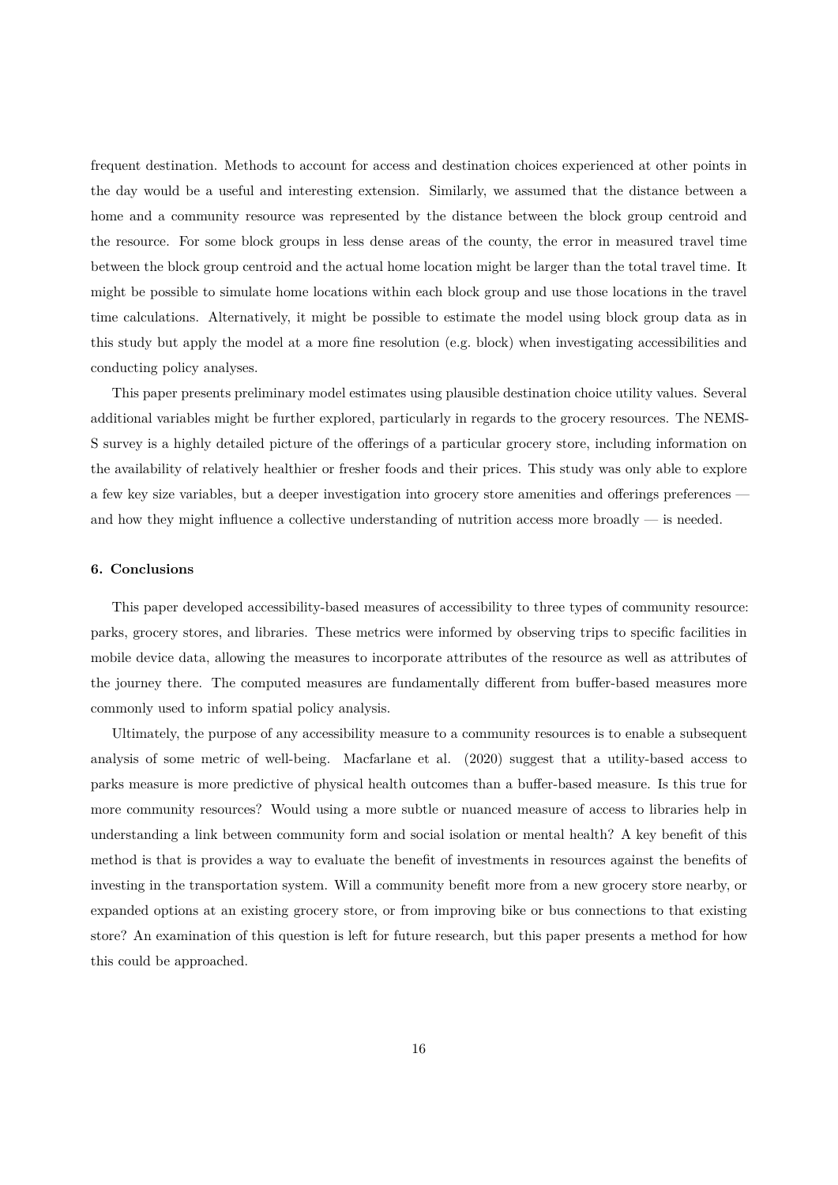frequent destination. Methods to account for access and destination choices experienced at other points in the day would be a useful and interesting extension. Similarly, we assumed that the distance between a home and a community resource was represented by the distance between the block group centroid and the resource. For some block groups in less dense areas of the county, the error in measured travel time between the block group centroid and the actual home location might be larger than the total travel time. It might be possible to simulate home locations within each block group and use those locations in the travel time calculations. Alternatively, it might be possible to estimate the model using block group data as in this study but apply the model at a more fine resolution (e.g. block) when investigating accessibilities and conducting policy analyses.

This paper presents preliminary model estimates using plausible destination choice utility values. Several additional variables might be further explored, particularly in regards to the grocery resources. The NEMS-S survey is a highly detailed picture of the offerings of a particular grocery store, including information on the availability of relatively healthier or fresher foods and their prices. This study was only able to explore a few key size variables, but a deeper investigation into grocery store amenities and offerings preferences — and how they might influence a collective understanding of nutrition access more broadly — is needed.

### 6. Conclusions

This paper developed accessibility-based measures of accessibility to three types of community resource: parks, grocery stores, and libraries. These metrics were informed by observing trips to specific facilities in mobile device data, allowing the measures to incorporate attributes of the resource as well as attributes of the journey there. The computed measures are fundamentally different from buffer-based measures more commonly used to inform spatial policy analysis.

Ultimately, the purpose of any accessibility measure to a community resources is to enable a subsequent analysis of some metric of well-being. Macfarlane et al. (2020) suggest that a utility-based access to parks measure is more predictive of physical health outcomes than a buffer-based measure. Is this true for more community resources? Would using a more subtle or nuanced measure of access to libraries help in understanding a link between community form and social isolation or mental health? A key benefit of this method is that is provides a way to evaluate the benefit of investments in resources against the benefits of investing in the transportation system. Will a community benefit more from a new grocery store nearby, or expanded options at an existing grocery store, or from improving bike or bus connections to that existing store? An examination of this question is left for future research, but this paper presents a method for how this could be approached.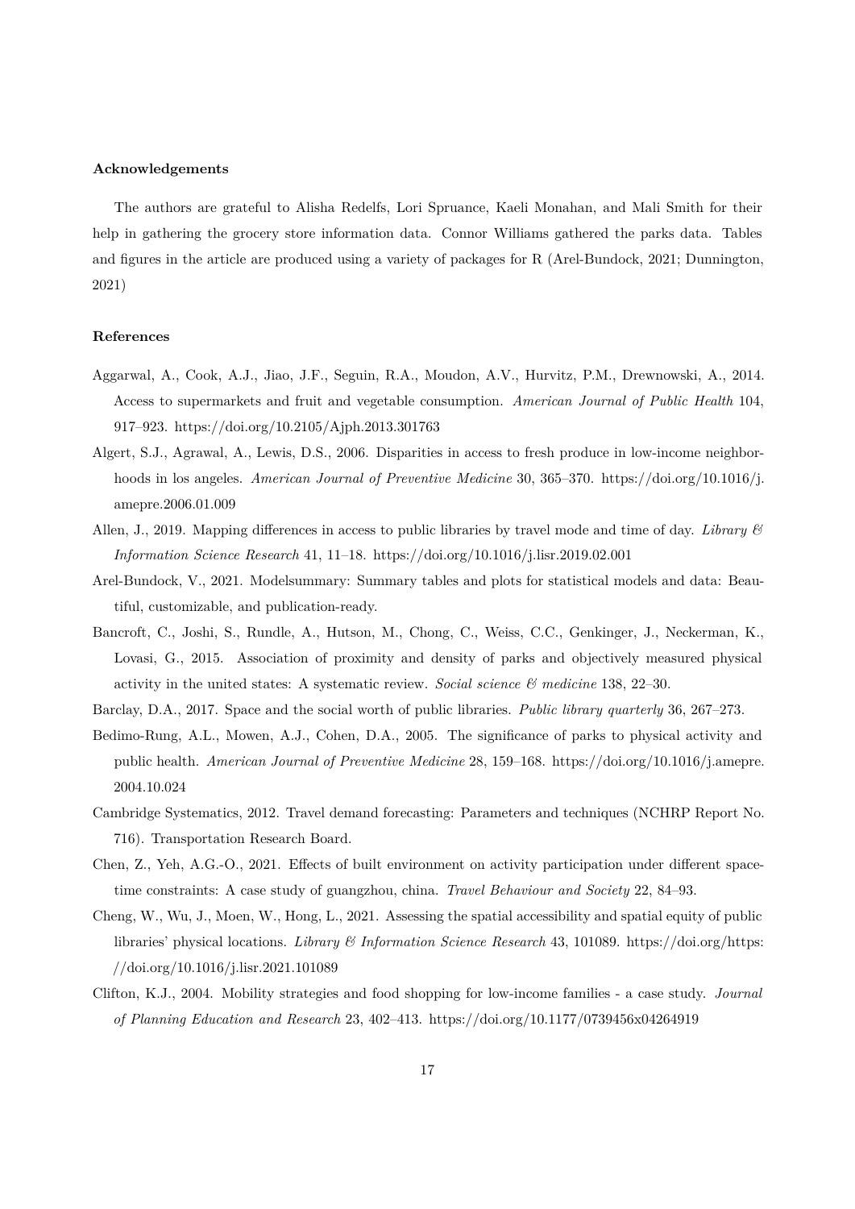### Acknowledgements

The authors are grateful to Alisha Redelfs, Lori Spruance, Kaeli Monahan, and Mali Smith for their help in gathering the grocery store information data. Connor Williams gathered the parks data. Tables and figures in the article are produced using a variety of packages for R (Arel-Bundock, 2021; Dunnington, 2021)

### References

Aggarwal, A., Cook, A.J., Jiao, J.F., Seguin, R.A., Moudon, A.V., Hurvitz, P.M., Drewnowski, A., 2014. Access to supermarkets and fruit and vegetable consumption. *American Journal of Public Health* 104, 917–923. https://doi.org/10.2105/Ajph.2013.301763

Algert, S.J., Agrawal, A., Lewis, D.S., 2006. Disparities in access to fresh produce in low-income neighborhoods in los angeles. *American Journal of Preventive Medicine* 30, 365–370. https://doi.org/10.1016/j.amepre.2006.01.009

Allen, J., 2019. Mapping differences in access to public libraries by travel mode and time of day. *Library & Information Science Research* 41, 11–18. https://doi.org/10.1016/j.lisr.2019.02.001

Arel-Bundock, V., 2021. Modelsummary: Summary tables and plots for statistical models and data: Beautiful, customizable, and publication-ready.

Bancroft, C., Joshi, S., Rundle, A., Hutson, M., Chong, C., Weiss, C.C., Genkinger, J., Neckerman, K., Lovasi, G., 2015. Association of proximity and density of parks and objectively measured physical activity in the united states: A systematic review. *Social science & medicine* 138, 22–30.

Barclay, D.A., 2017. Space and the social worth of public libraries. *Public library quarterly* 36, 267–273.

Bedimo-Rung, A.L., Mowen, A.J., Cohen, D.A., 2005. The significance of parks to physical activity and public health. *American Journal of Preventive Medicine* 28, 159–168. https://doi.org/10.1016/j.amepre.2004.10.024

Cambridge Systematics, 2012. Travel demand forecasting: Parameters and techniques (NCHRP Report No. 716). Transportation Research Board.

Chen, Z., Yeh, A.G.-O., 2021. Effects of built environment on activity participation under different space-time constraints: A case study of guangzhou, china. *Travel Behaviour and Society* 22, 84–93.

Cheng, W., Wu, J., Moen, W., Hong, L., 2021. Assessing the spatial accessibility and spatial equity of public libraries' physical locations. *Library & Information Science Research* 43, 101089. https://doi.org/https://doi.org/10.1016/j.lisr.2021.101089

Clifton, K.J., 2004. Mobility strategies and food shopping for low-income families - a case study. *Journal of Planning Education and Research* 23, 402–413. https://doi.org/10.1177/0739456x04264919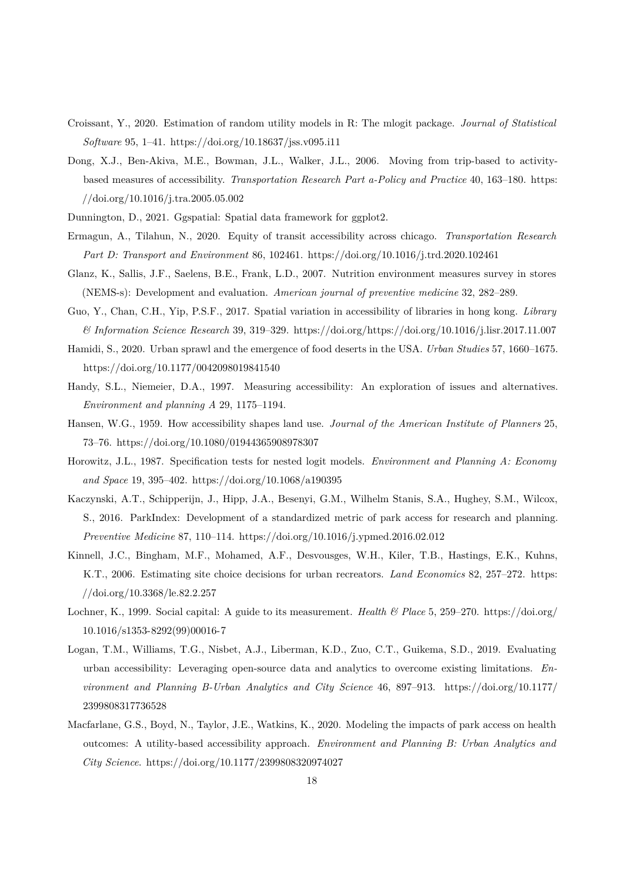Croissant, Y., 2020. Estimation of random utility models in R: The mlogit package. *Journal of Statistical Software* 95, 1–41. https://doi.org/10.18637/jss.v095.i11

Dong, X.J., Ben-Akiva, M.E., Bowman, J.L., Walker, J.L., 2006. Moving from trip-based to activity-based measures of accessibility. *Transportation Research Part a-Policy and Practice* 40, 163–180. https://doi.org/10.1016/j.tra.2005.05.002

Dunnington, D., 2021. Ggspatial: Spatial data framework for ggplot2.

Ermagun, A., Tilahun, N., 2020. Equity of transit accessibility across chicago. *Transportation Research Part D: Transport and Environment* 86, 102461. https://doi.org/10.1016/j.trd.2020.102461

Glanz, K., Sallis, J.F., Saelens, B.E., Frank, L.D., 2007. Nutrition environment measures survey in stores (NEMS-s): Development and evaluation. *American journal of preventive medicine* 32, 282–289.

Guo, Y., Chan, C.H., Yip, P.S.F., 2017. Spatial variation in accessibility of libraries in hong kong. *Library & Information Science Research* 39, 319–329. https://doi.org/https://doi.org/10.1016/j.lisr.2017.11.007

Hamidi, S., 2020. Urban sprawl and the emergence of food deserts in the USA. *Urban Studies* 57, 1660–1675. https://doi.org/10.1177/0042098019841540

Handy, S.L., Niemeier, D.A., 1997. Measuring accessibility: An exploration of issues and alternatives. *Environment and planning A* 29, 1175–1194.

Hansen, W.G., 1959. How accessibility shapes land use. *Journal of the American Institute of Planners* 25, 73–76. https://doi.org/10.1080/01944365908978307

Horowitz, J.L., 1987. Specification tests for nested logit models. *Environment and Planning A: Economy and Space* 19, 395–402. https://doi.org/10.1068/a190395

Kaczynski, A.T., Schipperijn, J., Hipp, J.A., Besenyi, G.M., Wilhelm Stanis, S.A., Hughey, S.M., Wilcox, S., 2016. ParkIndex: Development of a standardized metric of park access for research and planning. *Preventive Medicine* 87, 110–114. https://doi.org/10.1016/j.ypmed.2016.02.012

Kinnell, J.C., Bingham, M.F., Mohamed, A.F., Desvousges, W.H., Kiler, T.B., Hastings, E.K., Kuhns, K.T., 2006. Estimating site choice decisions for urban recreators. *Land Economics* 82, 257–272. https://doi.org/10.3368/le.82.2.257

Lochner, K., 1999. Social capital: A guide to its measurement. *Health & Place* 5, 259–270. https://doi.org/10.1016/s1353-8292(99)00016-7

Logan, T.M., Williams, T.G., Nisbet, A.J., Liberman, K.D., Zuo, C.T., Guikema, S.D., 2019. Evaluating urban accessibility: Leveraging open-source data and analytics to overcome existing limitations. *Environment and Planning B-Urban Analytics and City Science* 46, 897–913. https://doi.org/10.1177/2399808317736528

Macfarlane, G.S., Boyd, N., Taylor, J.E., Watkins, K., 2020. Modeling the impacts of park access on health outcomes: A utility-based accessibility approach. *Environment and Planning B: Urban Analytics and City Science*. https://doi.org/10.1177/2399808320974027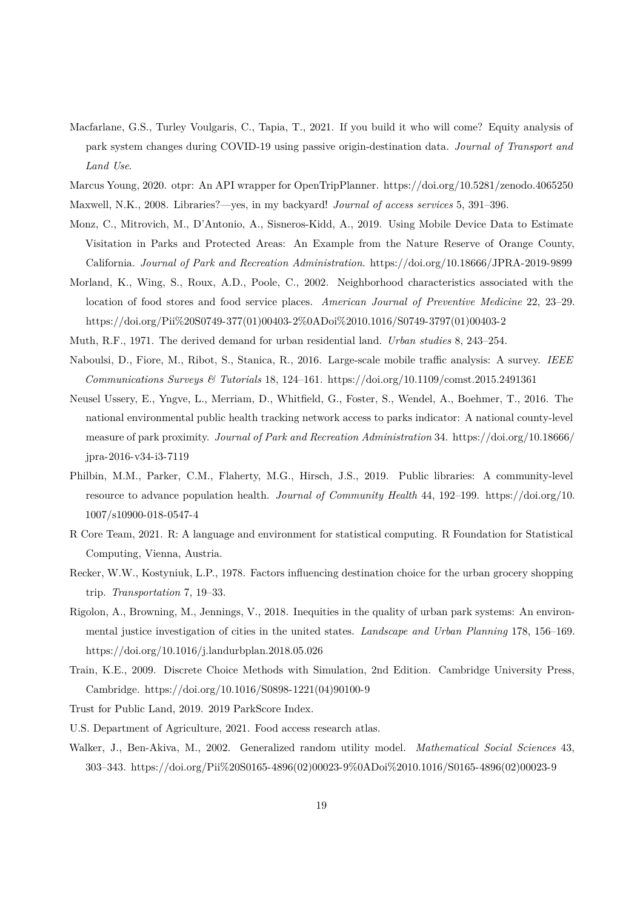Macfarlane, G.S., Turley Voulgaris, C., Tapia, T., 2021. If you build it who will come? Equity analysis of park system changes during COVID-19 using passive origin-destination data. *Journal of Transport and Land Use*.

Marcus Young, 2020. otpr: An API wrapper for OpenTripPlanner. https://doi.org/10.5281/zenodo.4065250

Maxwell, N.K., 2008. Libraries?—yes, in my backyard! *Journal of access services* 5, 391–396.

Monz, C., Mitrovich, M., D'Antonio, A., Sisneros-Kidd, A., 2019. Using Mobile Device Data to Estimate Visitation in Parks and Protected Areas: An Example from the Nature Reserve of Orange County, California. *Journal of Park and Recreation Administration*. https://doi.org/10.18666/JPRA-2019-9899

Morland, K., Wing, S., Roux, A.D., Poole, C., 2002. Neighborhood characteristics associated with the location of food stores and food service places. *American Journal of Preventive Medicine* 22, 23–29. https://doi.org/Pii%20S0749-377(01)00403-2%0ADoi%2010.1016/S0749-3797(01)00403-2

Muth, R.F., 1971. The derived demand for urban residential land. *Urban studies* 8, 243–254.

Naboulsi, D., Fiore, M., Ribot, S., Stanica, R., 2016. Large-scale mobile traffic analysis: A survey. *IEEE Communications Surveys & Tutorials* 18, 124–161. https://doi.org/10.1109/comst.2015.2491361

Neusel Ussery, E., Yngve, L., Merriam, D., Whitfield, G., Foster, S., Wendel, A., Boehmer, T., 2016. The national environmental public health tracking network access to parks indicator: A national county-level measure of park proximity. *Journal of Park and Recreation Administration* 34. https://doi.org/10.18666/jpra-2016-v34-i3-7119

Philbin, M.M., Parker, C.M., Flaherty, M.G., Hirsch, J.S., 2019. Public libraries: A community-level resource to advance population health. *Journal of Community Health* 44, 192–199. https://doi.org/10.1007/s10900-018-0547-4

R Core Team, 2021. R: A language and environment for statistical computing. R Foundation for Statistical Computing, Vienna, Austria.

Recker, W.W., Kostyniuk, L.P., 1978. Factors influencing destination choice for the urban grocery shopping trip. *Transportation* 7, 19–33.

Rigolon, A., Browning, M., Jennings, V., 2018. Inequities in the quality of urban park systems: An environmental justice investigation of cities in the united states. *Landscape and Urban Planning* 178, 156–169. https://doi.org/10.1016/j.landurbplan.2018.05.026

Train, K.E., 2009. Discrete Choice Methods with Simulation, 2nd Edition. Cambridge University Press, Cambridge. https://doi.org/10.1016/S0898-1221(04)90100-9

Trust for Public Land, 2019. 2019 ParkScore Index.

U.S. Department of Agriculture, 2021. Food access research atlas.

Walker, J., Ben-Akiva, M., 2002. Generalized random utility model. *Mathematical Social Sciences* 43, 303–343. https://doi.org/Pii%20S0165-4896(02)00023-9%0ADoi%2010.1016/S0165-4896(02)00023-9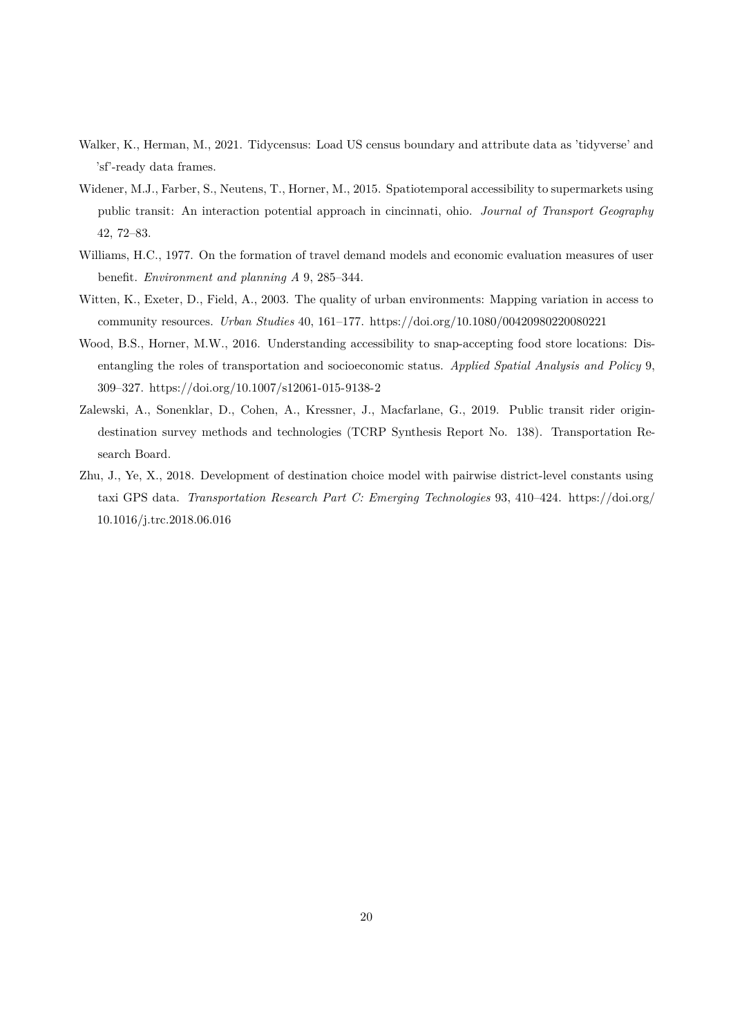Walker, K., Herman, M., 2021. Tidycensus: Load US census boundary and attribute data as 'tidyverse' and 'sf'-ready data frames.

Widener, M.J., Farber, S., Neutens, T., Horner, M., 2015. Spatiotemporal accessibility to supermarkets using public transit: An interaction potential approach in cincinnati, ohio. *Journal of Transport Geography* 42, 72–83.

Williams, H.C., 1977. On the formation of travel demand models and economic evaluation measures of user benefit. *Environment and planning A* 9, 285–344.

Witten, K., Exeter, D., Field, A., 2003. The quality of urban environments: Mapping variation in access to community resources. *Urban Studies* 40, 161–177. https://doi.org/10.1080/00420980220080221

Wood, B.S., Horner, M.W., 2016. Understanding accessibility to snap-accepting food store locations: Disentangling the roles of transportation and socioeconomic status. *Applied Spatial Analysis and Policy* 9, 309–327. https://doi.org/10.1007/s12061-015-9138-2

Zalewski, A., Sonenklar, D., Cohen, A., Kressner, J., Macfarlane, G., 2019. Public transit rider origin-destination survey methods and technologies (TCRP Synthesis Report No. 138). Transportation Research Board.

Zhu, J., Ye, X., 2018. Development of destination choice model with pairwise district-level constants using taxi GPS data. *Transportation Research Part C: Emerging Technologies* 93, 410–424. https://doi.org/10.1016/j.trc.2018.06.016